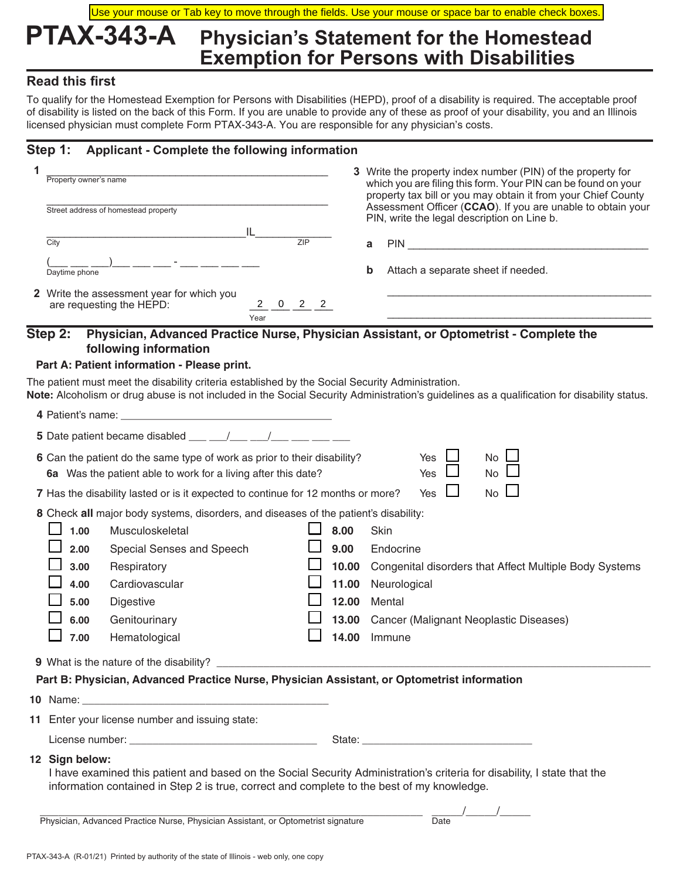Use your mouse or Tab key to move through the fields. Use your mouse or space bar to enable check boxes.

# PTAX-343-A Physician's Statement for the Homestead Exemption for Persons with Disabilities

## Read this first

To qualify for the Homestead Exemption for Persons with Disabilities (HEPD), proof of a disability is required. The acceptable proof of disability is listed on the back of this Form. If you are unable to provide any of these as proof of your disability, you and an Illinois licensed physician must complete Form PTAX-343-A. You are responsible for any physician's costs.

## Step 1: Applicant - Complete the following information

**1** ______________________________
Property owner's name

______________________________
Street address of homestead property

______________________________ IL __________
City ZIP

(___ ___ ___)___ ___ ___ - ___ ___ ___ ___
Daytime phone

**2** Write the assessment year for which you are requesting the HEPD: 2 0 2 2
Year

**3** Write the property index number (PIN) of the property for which you are filing this form. Your PIN can be found on your property tax bill or you may obtain it from your Chief County Assessment Officer (**CCAO**). If you are unable to obtain your PIN, write the legal description on Line b.

**a** PIN ______________________________

**b** Attach a separate sheet if needed.

______________________________

______________________________

## Step 2: Physician, Advanced Practice Nurse, Physician Assistant, or Optometrist - Complete the following information

### Part A: Patient information - Please print.

The patient must meet the disability criteria established by the Social Security Administration.
**Note:** Alcoholism or drug abuse is not included in the Social Security Administration's guidelines as a qualification for disability status.

**4** Patient's name: ______________________________

**5** Date patient became disabled ___ ___/___ ___/___ ___ ___ ___

**6** Can the patient do the same type of work as prior to their disability? Yes ☐ No ☐

**6a** Was the patient able to work for a living after this date? Yes ☐ No ☐

**7** Has the disability lasted or is it expected to continue for 12 months or more? Yes ☐ No ☐

**8** Check **all** major body systems, disorders, and diseases of the patient's disability:

- ☐ **1.00** Musculoskeletal
- ☐ **2.00** Special Senses and Speech
- ☐ **3.00** Respiratory
- ☐ **4.00** Cardiovascular
- ☐ **5.00** Digestive
- ☐ **6.00** Genitourinary
- ☐ **7.00** Hematological
- ☐ **8.00** Skin
- ☐ **9.00** Endocrine
- ☐ **10.00** Congenital disorders that Affect Multiple Body Systems
- ☐ **11.00** Neurological
- ☐ **12.00** Mental
- ☐ **13.00** Cancer (Malignant Neoplastic Diseases)
- ☐ **14.00** Immune

**9** What is the nature of the disability? ______________________________

### Part B: Physician, Advanced Practice Nurse, Physician Assistant, or Optometrist information

**10** Name: ______________________________

**11** Enter your license number and issuing state:

License number: ______________________ State: ______________________

**12 Sign below:**
I have examined this patient and based on the Social Security Administration's criteria for disability, I state that the information contained in Step 2 is true, correct and complete to the best of my knowledge.

______________________________ _____/_____/_____
Physician, Advanced Practice Nurse, Physician Assistant, or Optometrist signature Date

PTAX-343-A (R-01/21) Printed by authority of the state of Illinois - web only, one copy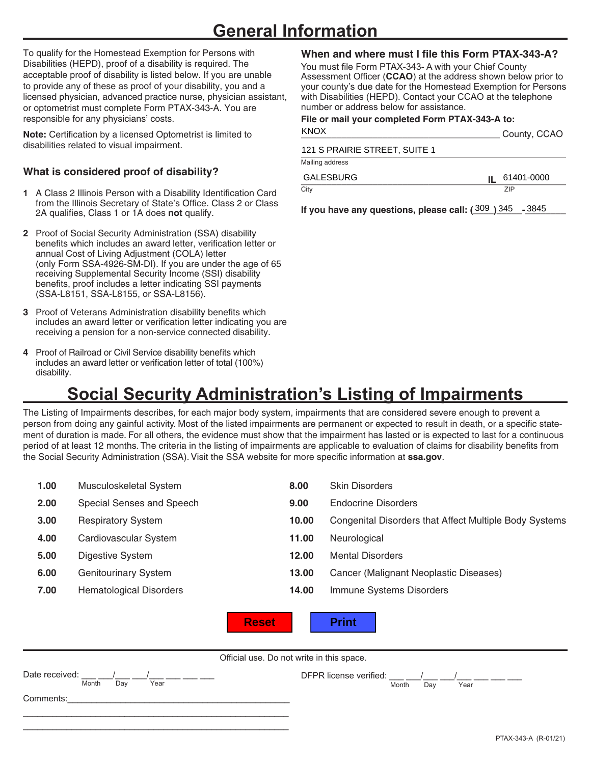# General Information

To qualify for the Homestead Exemption for Persons with Disabilities (HEPD), proof of a disability is required. The acceptable proof of disability is listed below. If you are unable to provide any of these as proof of your disability, you and a licensed physician, advanced practice nurse, physician assistant, or optometrist must complete Form PTAX-343-A. You are responsible for any physicians' costs.

**Note:** Certification by a licensed Optometrist is limited to disabilities related to visual impairment.

### What is considered proof of disability?

1. A Class 2 Illinois Person with a Disability Identification Card from the Illinois Secretary of State's Office. Class 2 or Class 2A qualifies, Class 1 or 1A does **not** qualify.
2. Proof of Social Security Administration (SSA) disability benefits which includes an award letter, verification letter or annual Cost of Living Adjustment (COLA) letter (only Form SSA-4926-SM-DI). If you are under the age of 65 receiving Supplemental Security Income (SSI) disability benefits, proof includes a letter indicating SSI payments (SSA-L8151, SSA-L8155, or SSA-L8156).
3. Proof of Veterans Administration disability benefits which includes an award letter or verification letter indicating you are receiving a pension for a non-service connected disability.
4. Proof of Railroad or Civil Service disability benefits which includes an award letter or verification letter of total (100%) disability.

### When and where must I file this Form PTAX-343-A?

You must file Form PTAX-343- A with your Chief County Assessment Officer (**CCAO**) at the address shown below prior to your county's due date for the Homestead Exemption for Persons with Disabilities (HEPD). Contact your CCAO at the telephone number or address below for assistance.

**File or mail your completed Form PTAX-343-A to:**

KNOX County, CCAO

121 S PRAIRIE STREET, SUITE 1
Mailing address

GALESBURG IL 61401-0000
City ZIP

**If you have any questions, please call:** (309) 345 - 3845

# Social Security Administration's Listing of Impairments

The Listing of Impairments describes, for each major body system, impairments that are considered severe enough to prevent a person from doing any gainful activity. Most of the listed impairments are permanent or expected to result in death, or a specific statement of duration is made. For all others, the evidence must show that the impairment has lasted or is expected to last for a continuous period of at least 12 months. The criteria in the listing of impairments are applicable to evaluation of claims for disability benefits from the Social Security Administration (SSA). Visit the SSA website for more specific information at **ssa.gov**.

- **1.00** Musculoskeletal System
- **2.00** Special Senses and Speech
- **3.00** Respiratory System
- **4.00** Cardiovascular System
- **5.00** Digestive System
- **6.00** Genitourinary System
- **7.00** Hematological Disorders
- **8.00** Skin Disorders
- **9.00** Endocrine Disorders
- **10.00** Congenital Disorders that Affect Multiple Body Systems
- **11.00** Neurological
- **12.00** Mental Disorders
- **13.00** Cancer (Malignant Neoplastic Diseases)
- **14.00** Immune Systems Disorders

Reset Print

Official use. Do not write in this space.

Date received: ___ ___/___ ___/___ ___ ___ ___
Month Day Year

DFPR license verified: ___ ___/___ ___/___ ___ ___ ___
Month Day Year

Comments:______________________________________________

PTAX-343-A (R-01/21)